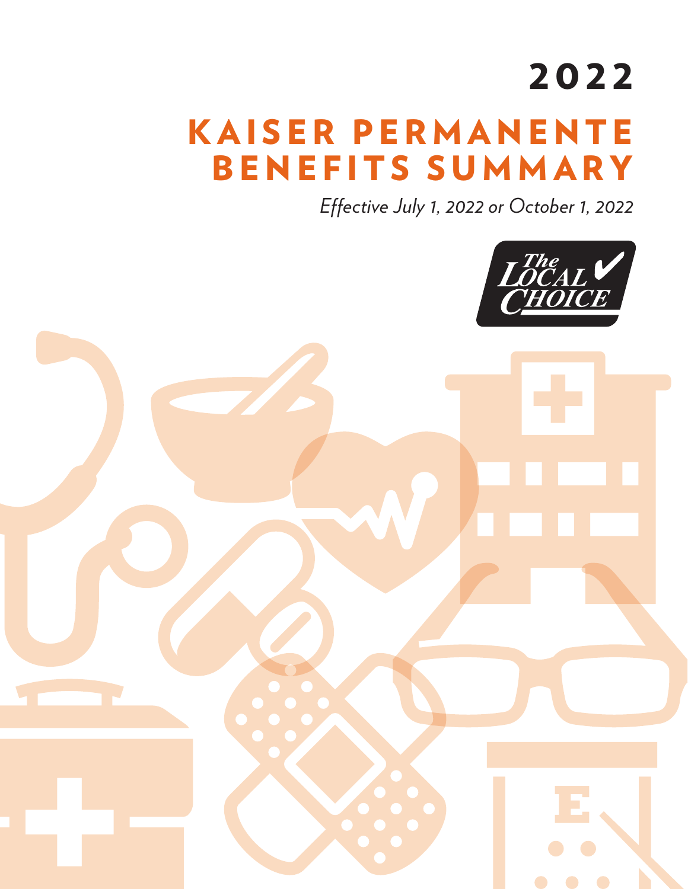# 2022

# KAISER PERMANENTE BENEFITS SUMMARY

*Effective July 1, 2022 or October 1, 2022*

The Local Choice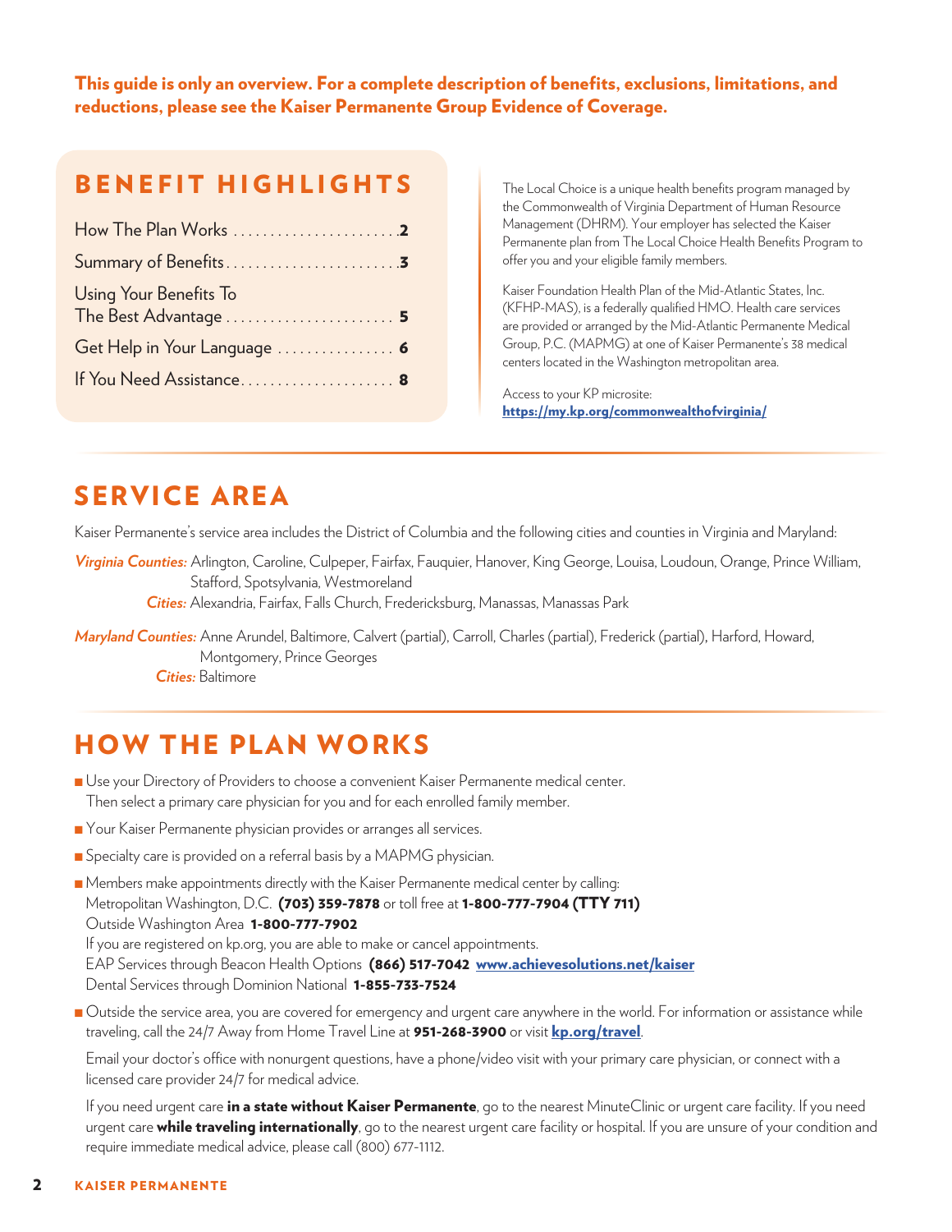**This guide is only an overview. For a complete description of benefits, exclusions, limitations, and reductions, please see the Kaiser Permanente Group Evidence of Coverage.**

## BENEFIT HIGHLIGHTS

| | |
|---|---|
| How The Plan Works | **2** |
| Summary of Benefits | **3** |
| Using Your Benefits To The Best Advantage | **5** |
| Get Help in Your Language | **6** |
| If You Need Assistance | **8** |

The Local Choice is a unique health benefits program managed by the Commonwealth of Virginia Department of Human Resource Management (DHRM). Your employer has selected the Kaiser Permanente plan from The Local Choice Health Benefits Program to offer you and your eligible family members.

Kaiser Foundation Health Plan of the Mid-Atlantic States, Inc. (KFHP-MAS), is a federally qualified HMO. Health care services are provided or arranged by the Mid-Atlantic Permanente Medical Group, P.C. (MAPMG) at one of Kaiser Permanente's 38 medical centers located in the Washington metropolitan area.

Access to your KP microsite:
**https://my.kp.org/commonwealthofvirginia/**

## SERVICE AREA

Kaiser Permanente's service area includes the District of Columbia and the following cities and counties in Virginia and Maryland:

***Virginia Counties:*** Arlington, Caroline, Culpeper, Fairfax, Fauquier, Hanover, King George, Louisa, Loudoun, Orange, Prince William, Stafford, Spotsylvania, Westmoreland

***Cities:*** Alexandria, Fairfax, Falls Church, Fredericksburg, Manassas, Manassas Park

***Maryland Counties:*** Anne Arundel, Baltimore, Calvert (partial), Carroll, Charles (partial), Frederick (partial), Harford, Howard, Montgomery, Prince Georges

***Cities:*** Baltimore

## HOW THE PLAN WORKS

- Use your Directory of Providers to choose a convenient Kaiser Permanente medical center. Then select a primary care physician for you and for each enrolled family member.
- Your Kaiser Permanente physician provides or arranges all services.
- Specialty care is provided on a referral basis by a MAPMG physician.
- Members make appointments directly with the Kaiser Permanente medical center by calling:
  Metropolitan Washington, D.C. **(703) 359-7878** or toll free at **1-800-777-7904 (TTY 711)**
  Outside Washington Area **1-800-777-7902**
  If you are registered on kp.org, you are able to make or cancel appointments.
  EAP Services through Beacon Health Options **(866) 517-7042** **www.achievesolutions.net/kaiser**
  Dental Services through Dominion National **1-855-733-7524**
- Outside the service area, you are covered for emergency and urgent care anywhere in the world. For information or assistance while traveling, call the 24/7 Away from Home Travel Line at **951-268-3900** or visit **kp.org/travel**.

  Email your doctor's office with nonurgent questions, have a phone/video visit with your primary care physician, or connect with a licensed care provider 24/7 for medical advice.

  If you need urgent care **in a state without Kaiser Permanente**, go to the nearest MinuteClinic or urgent care facility. If you need urgent care **while traveling internationally**, go to the nearest urgent care facility or hospital. If you are unsure of your condition and require immediate medical advice, please call (800) 677-1112.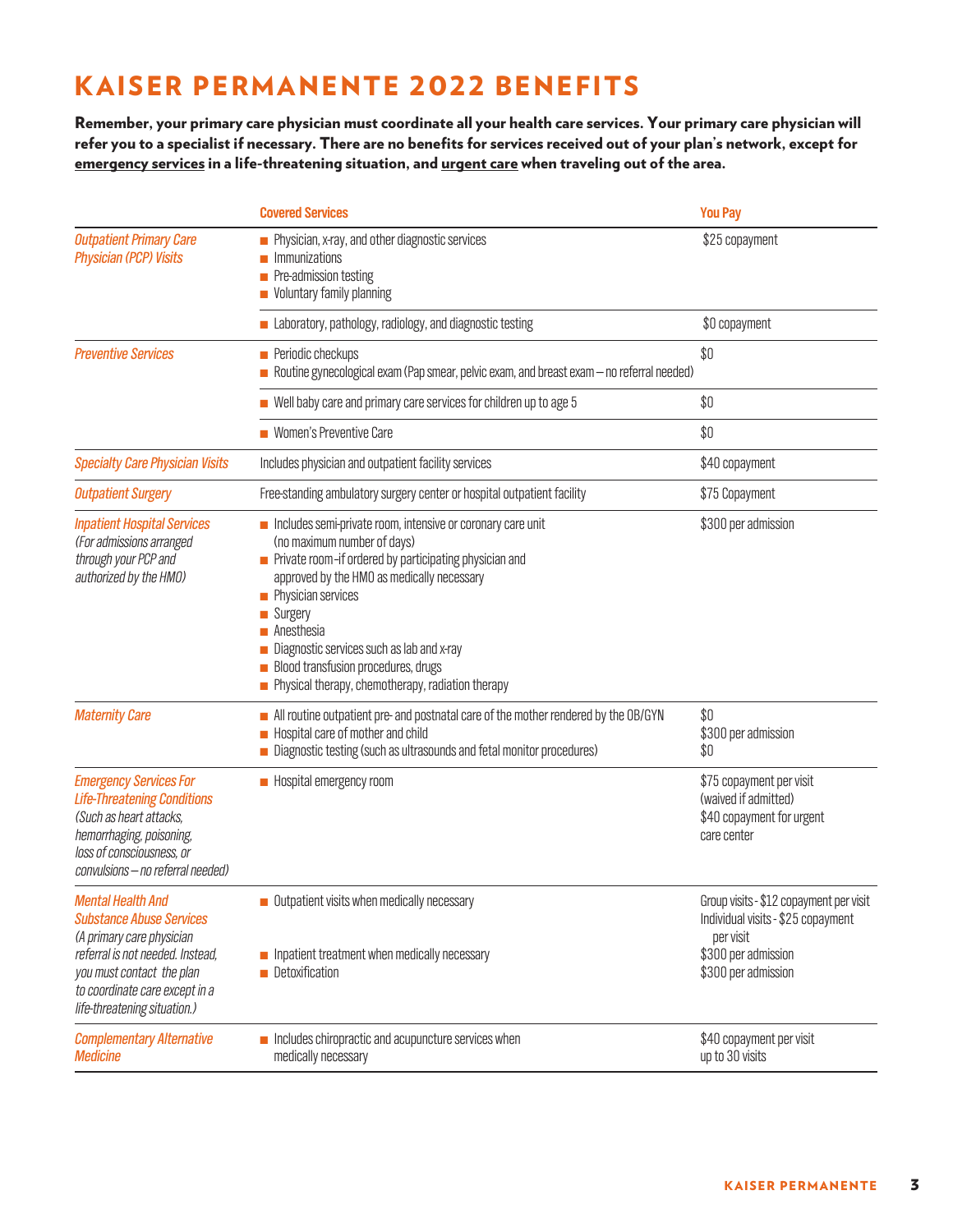# KAISER PERMANENTE 2022 BENEFITS

**Remember, your primary care physician must coordinate all your health care services. Your primary care physician will refer you to a specialist if necessary. There are no benefits for services received out of your plan's network, except for emergency services in a life-threatening situation, and urgent care when traveling out of the area.**

| | Covered Services | You Pay |
|---|---|---|
| *Outpatient Primary Care Physician (PCP) Visits* | ■ Physician, x-ray, and other diagnostic services<br>■ Immunizations<br>■ Pre-admission testing<br>■ Voluntary family planning | $25 copayment |
| | ■ Laboratory, pathology, radiology, and diagnostic testing | $0 copayment |
| *Preventive Services* | ■ Periodic checkups<br>■ Routine gynecological exam (Pap smear, pelvic exam, and breast exam – no referral needed) | $0 |
| | ■ Well baby care and primary care services for children up to age 5 | $0 |
| | ■ Women's Preventive Care | $0 |
| *Specialty Care Physician Visits* | Includes physician and outpatient facility services | $40 copayment |
| *Outpatient Surgery* | Free-standing ambulatory surgery center or hospital outpatient facility | $75 Copayment |
| *Inpatient Hospital Services* (For admissions arranged through your PCP and authorized by the HMO) | ■ Includes semi-private room, intensive or coronary care unit (no maximum number of days)<br>■ Private room–if ordered by participating physician and approved by the HMO as medically necessary<br>■ Physician services<br>■ Surgery<br>■ Anesthesia<br>■ Diagnostic services such as lab and x-ray<br>■ Blood transfusion procedures, drugs<br>■ Physical therapy, chemotherapy, radiation therapy | $300 per admission |
| *Maternity Care* | ■ All routine outpatient pre- and postnatal care of the mother rendered by the OB/GYN<br>■ Hospital care of mother and child<br>■ Diagnostic testing (such as ultrasounds and fetal monitor procedures) | $0<br>$300 per admission<br>$0 |
| *Emergency Services For Life-Threatening Conditions* (Such as heart attacks, hemorrhaging, poisoning, loss of consciousness, or convulsions – no referral needed) | ■ Hospital emergency room | $75 copayment per visit (waived if admitted)<br>$40 copayment for urgent care center |
| *Mental Health And Substance Abuse Services* (A primary care physician referral is not needed. Instead, you must contact the plan to coordinate care except in a life-threatening situation.) | ■ Outpatient visits when medically necessary<br>■ Inpatient treatment when medically necessary<br>■ Detoxification | Group visits - $12 copayment per visit<br>Individual visits - $25 copayment per visit<br>$300 per admission<br>$300 per admission |
| *Complementary Alternative Medicine* | ■ Includes chiropractic and acupuncture services when medically necessary | $40 copayment per visit up to 30 visits |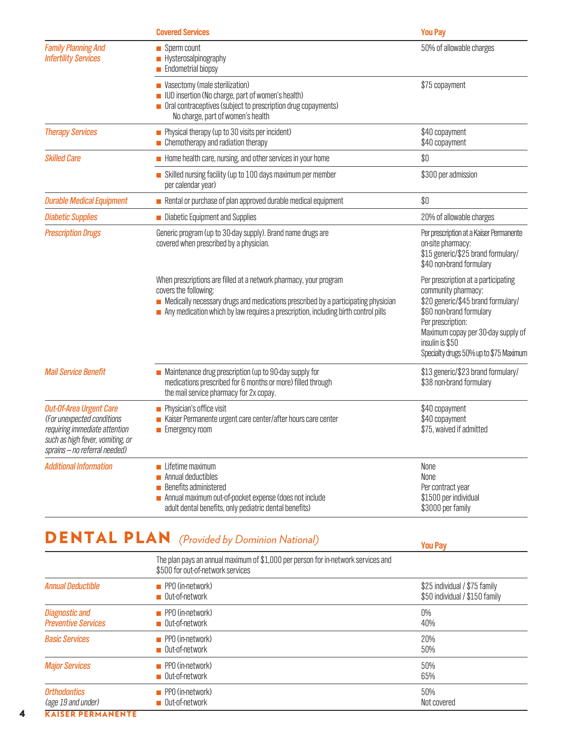| | Covered Services | You Pay |
|---|---|---|
| *Family Planning And Infertility Services* | ■ Sperm count<br>■ Hysterosalpinography<br>■ Endometrial biopsy | 50% of allowable charges |
| | ■ Vasectomy (male sterilization)<br>■ IUD insertion (No charge, part of women's health)<br>■ Oral contraceptives (subject to prescription drug copayments) No charge, part of women's health | $75 copayment |
| *Therapy Services* | ■ Physical therapy (up to 30 visits per incident)<br>■ Chemotherapy and radiation therapy | $40 copayment<br>$40 copayment |
| *Skilled Care* | ■ Home health care, nursing, and other services in your home | $0 |
| | ■ Skilled nursing facility (up to 100 days maximum per member per calendar year) | $300 per admission |
| *Durable Medical Equipment* | ■ Rental or purchase of plan approved durable medical equipment | $0 |
| *Diabetic Supplies* | ■ Diabetic Equipment and Supplies | 20% of allowable charges |
| *Prescription Drugs* | Generic program (up to 30-day supply). Brand name drugs are covered when prescribed by a physician. | Per prescription at a Kaiser Permanente on-site pharmacy:<br>$15 generic/$25 brand formulary/ $40 non-brand formulary |
| | When prescriptions are filled at a network pharmacy, your program covers the following:<br>■ Medically necessary drugs and medications prescribed by a participating physician<br>■ Any medication which by law requires a prescription, including birth control pills | Per prescription at a participating community pharmacy:<br>$20 generic/$45 brand formulary/ $60 non-brand formulary<br>Per prescription:<br>Maximum copay per 30-day supply of insulin is $50<br>Specialty drugs 50% up to $75 Maximum |
| *Mail Service Benefit* | ■ Maintenance drug prescription (up to 90-day supply for medications prescribed for 6 months or more) filled through the mail service pharmacy for 2x copay. | $13 generic/$23 brand formulary/ $38 non-brand formulary |
| *Out-Of-Area Urgent Care* *(For unexpected conditions requiring immediate attention such as high fever, vomiting, or sprains – no referral needed)* | ■ Physician's office visit<br>■ Kaiser Permanente urgent care center/after hours care center<br>■ Emergency room | $40 copayment<br>$40 copayment<br>$75, waived if admitted |
| *Additional Information* | ■ Lifetime maximum<br>■ Annual deductibles<br>■ Benefits administered<br>■ Annual maximum out-of-pocket expense (does not include adult dental benefits, only pediatric dental benefits) | None<br>None<br>Per contract year<br>$1500 per individual<br>$3000 per family |

## DENTAL PLAN *(Provided by Dominion National)*

| | | You Pay |
|---|---|---|
| | The plan pays an annual maximum of $1,000 per person for in-network services and $500 for out-of-network services | |
| *Annual Deductible* | ■ PPO (in-network)<br>■ Out-of-network | $25 individual / $75 family<br>$50 individual / $150 family |
| *Diagnostic and Preventive Services* | ■ PPO (in-network)<br>■ Out-of-network | 0%<br>40% |
| *Basic Services* | ■ PPO (in-network)<br>■ Out-of-network | 20%<br>50% |
| *Major Services* | ■ PPO (in-network)<br>■ Out-of-network | 50%<br>65% |
| *Orthodontics* *(age 19 and under)* | ■ PPO (in-network)<br>■ Out-of-network | 50%<br>Not covered |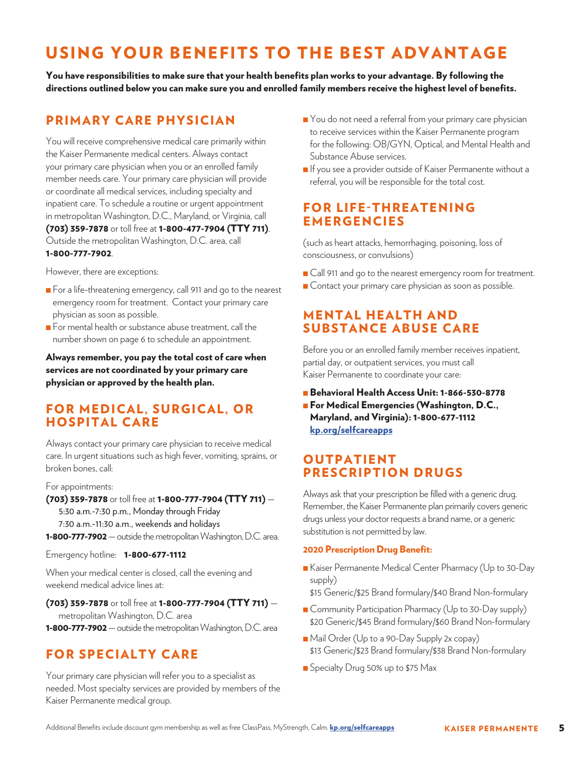# USING YOUR BENEFITS TO THE BEST ADVANTAGE

**You have responsibilities to make sure that your health benefits plan works to your advantage. By following the directions outlined below you can make sure you and enrolled family members receive the highest level of benefits.**

## PRIMARY CARE PHYSICIAN

You will receive comprehensive medical care primarily within the Kaiser Permanente medical centers. Always contact your primary care physician when you or an enrolled family member needs care. Your primary care physician will provide or coordinate all medical services, including specialty and inpatient care. To schedule a routine or urgent appointment in metropolitan Washington, D.C., Maryland, or Virginia, call **(703) 359-7878** or toll free at **1-800-477-7904 (TTY 711)**. Outside the metropolitan Washington, D.C. area, call **1-800-777-7902**.

However, there are exceptions:

- For a life-threatening emergency, call 911 and go to the nearest emergency room for treatment. Contact your primary care physician as soon as possible.
- For mental health or substance abuse treatment, call the number shown on page 6 to schedule an appointment.

**Always remember, you pay the total cost of care when services are not coordinated by your primary care physician or approved by the health plan.**

## FOR MEDICAL, SURGICAL, OR HOSPITAL CARE

Always contact your primary care physician to receive medical care. In urgent situations such as high fever, vomiting, sprains, or broken bones, call:

For appointments:

**(703) 359-7878** or toll free at **1-800-777-7904 (TTY 711)** —
5:30 a.m.-7:30 p.m., Monday through Friday
7:30 a.m.-11:30 a.m., weekends and holidays

**1-800-777-7902** — outside the metropolitan Washington, D.C. area.

Emergency hotline: **1-800-677-1112**

When your medical center is closed, call the evening and weekend medical advice lines at:

**(703) 359-7878** or toll free at **1-800-777-7904 (TTY 711)** — metropolitan Washington, D.C. area

**1-800-777-7902** — outside the metropolitan Washington, D.C. area

## FOR SPECIALTY CARE

Your primary care physician will refer you to a specialist as needed. Most specialty services are provided by members of the Kaiser Permanente medical group.

- You do not need a referral from your primary care physician to receive services within the Kaiser Permanente program for the following: OB/GYN, Optical, and Mental Health and Substance Abuse services.
- If you see a provider outside of Kaiser Permanente without a referral, you will be responsible for the total cost.

## FOR LIFE-THREATENING EMERGENCIES

(such as heart attacks, hemorrhaging, poisoning, loss of consciousness, or convulsions)

- Call 911 and go to the nearest emergency room for treatment.
- Contact your primary care physician as soon as possible.

## MENTAL HEALTH AND SUBSTANCE ABUSE CARE

Before you or an enrolled family member receives inpatient, partial day, or outpatient services, you must call Kaiser Permanente to coordinate your care:

- **Behavioral Health Access Unit: 1-866-530-8778**
- **For Medical Emergencies (Washington, D.C., Maryland, and Virginia): 1-800-677-1112**
  **kp.org/selfcareapps**

## OUTPATIENT PRESCRIPTION DRUGS

Always ask that your prescription be filled with a generic drug. Remember, the Kaiser Permanente plan primarily covers generic drugs unless your doctor requests a brand name, or a generic substitution is not permitted by law.

**2020 Prescription Drug Benefit:**

- Kaiser Permanente Medical Center Pharmacy (Up to 30-Day supply)
  $15 Generic/$25 Brand formulary/$40 Brand Non-formulary
- Community Participation Pharmacy (Up to 30-Day supply)
  $20 Generic/$45 Brand formulary/$60 Brand Non-formulary
- Mail Order (Up to a 90-Day Supply 2x copay)
  $13 Generic/$23 Brand formulary/$38 Brand Non-formulary
- Specialty Drug 50% up to $75 Max

Additional Benefits include discount gym membership as well as free ClassPass, MyStrength, Calm. **kp.org/selfcareapps**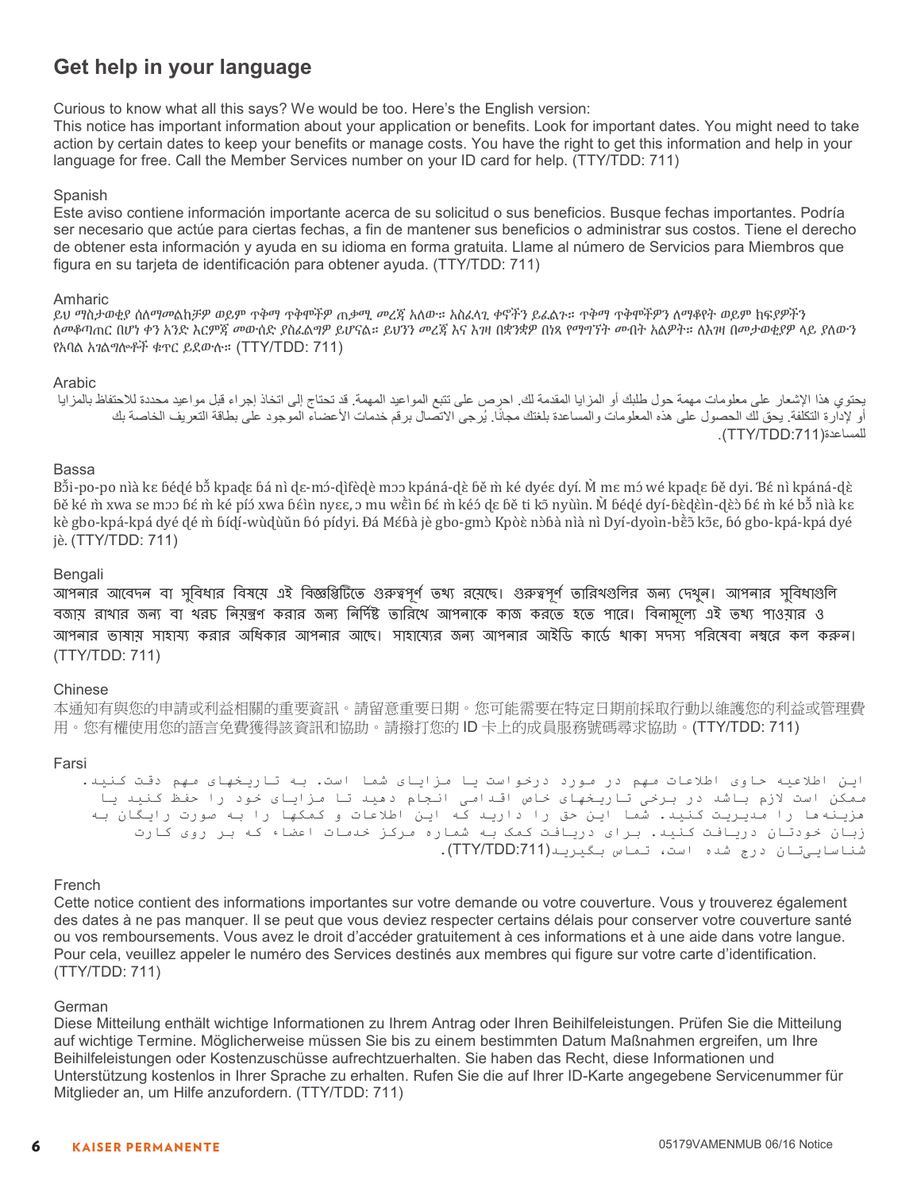## Get help in your language

Curious to know what all this says? We would be too. Here's the English version:
This notice has important information about your application or benefits. Look for important dates. You might need to take action by certain dates to keep your benefits or manage costs. You have the right to get this information and help in your language for free. Call the Member Services number on your ID card for help. (TTY/TDD: 711)

Spanish
Este aviso contiene información importante acerca de su solicitud o sus beneficios. Busque fechas importantes. Podría ser necesario que actúe para ciertas fechas, a fin de mantener sus beneficios o administrar sus costos. Tiene el derecho de obtener esta información y ayuda en su idioma en forma gratuita. Llame al número de Servicios para Miembros que figura en su tarjeta de identificación para obtener ayuda. (TTY/TDD: 711)

Amharic
ይህ ማስታወቂያ ስለማመልከቻዎ ወይም ጥቅማ ጥቅሞችዎ ጠቃሚ መረጃ አለው። አስፈላጊ ቀኖችን ይፈልጉ። ጥቅማ ጥቅሞችዎን ለማቆየት ወይም ክፍያዎችን ለመቆጣጠር በሆነ ቀን አንድ እርምጃ መውሰድ ያስፈልግዎ ይሆናል። ይህንን መረጃ እና እገዛ በቋንቋዎ በነጻ የማግኘት መብት አልዎት። ለእገዛ በመታወቂያዎ ላይ ያለውን የአባል አገልግሎቶች ቁጥር ይደውሉ። (TTY/TDD: 711)

Arabic
يحتوي هذا الإشعار على معلومات مهمة حول طلبك أو المزايا المقدمة لك. احرص على تتبع المواعيد المهمة. قد تحتاج إلى اتخاذ إجراء قبل مواعيد محددة للاحتفاظ بالمزايا أو لإدارة التكلفة. يحق لك الحصول على هذه المعلومات والمساعدة بلغتك مجاناً. يُرجى الاتصال برقم خدمات الأعضاء الموجود على بطاقة التعريف الخاصة بك للمساعدة(TTY/TDD:711).

Bassa
Bɔ̌i-po-po nìà kɛ ɓéɖé bɔ̃ kpaɖɛ ɓá nì ɖɛ-mɔ́-ɖìfèɖè mɔɔ kpáná-ɖè ɓě m̀ ké dyéɛ dyí. M̀ mɛ mɔ́ wé kpaɖɛ ɓě dyi. Ɓé nì kpáná-ɖè ɓě ké m̀ xwa se mɔɔ ɓé m̀ ké píɔ́ xwa ɓêìn nyɛɛ, ɔ mu wɛ̃ìn ɓé m̀ kéɔ́ ɖɛ ɓě ti kɔ̃ nyùìn. M̀ ɓéɖé dyí-ɓèɖèìn-ɖèɔ̀ ɓé m̀ ké bɔ̃ nìà kɛ kè gbo-kpá-kpá dyé ɖé m̀ ɓíɖí-wùɖùǔn ɓó pídyi. Ɖá Mɛ́ɓà jè gbo-gmɔ̀ Kpòè nɔ̀ɓà nìà nì Dyí-dyoìn-bɛ̃ɔ̀ kɔ̃ɛ, ɓó gbo-kpá-kpá dyé jè. (TTY/TDD: 711)

Bengali
আপনার আবেদন বা সুবিধার বিষয়ে এই বিজ্ঞপ্তিতে গুরুত্বপূর্ণ তথ্য রয়েছে। গুরুত্বপূর্ণ তারিখগুলির জন্য দেখুন। আপনার সুবিধাগুলি বজায় রাখার জন্য বা খরচ নিয়ন্ত্রণ করার জন্য নির্দিষ্ট তারিখে আপনাকে কাজ করতে হতে পারে। বিনামূল্যে এই তথ্য পাওয়ার ও আপনার ভাষায় সাহায্য করার অধিকার আপনার আছে। সাহায্যের জন্য আপনার আইডি কার্ডে থাকা সদস্য পরিষেবা নম্বরে কল করুন। (TTY/TDD: 711)

Chinese
本通知有與您的申請或利益相關的重要資訊。請留意重要日期。您可能需要在特定日期前採取行動以維護您的利益或管理費用。您有權使用您的語言免費獲得該資訊和協助。請撥打您的 ID 卡上的成員服務號碼尋求協助。(TTY/TDD: 711)

Farsi
این اطلاعیه حاوی اطلاعات مهم در مورد درخواست یا مزایای شما است. به تاریخهای مهم دقت کنید. ممکن است لازم باشد در برخی تاریخهای خاص اقدامی انجام دهید تا مزایای خود را حفظ کنید یا هزینهها را مدیریت کنید. شما این حق را دارید که این اطلاعات و کمکها را به صورت رایگان به زبان خودتان دریافت کنید. برای دریافت کمک به شماره مرکز خدمات اعضاء که بر روی کارت شناساییتان درج شده است، تماس بگیرید(TTY/TDD:711).

French
Cette notice contient des informations importantes sur votre demande ou votre couverture. Vous y trouverez également des dates à ne pas manquer. Il se peut que vous deviez respecter certains délais pour conserver votre couverture santé ou vos remboursements. Vous avez le droit d'accéder gratuitement à ces informations et à une aide dans votre langue. Pour cela, veuillez appeler le numéro des Services destinés aux membres qui figure sur votre carte d'identification. (TTY/TDD: 711)

German
Diese Mitteilung enthält wichtige Informationen zu Ihrem Antrag oder Ihren Beihilfeleistungen. Prüfen Sie die Mitteilung auf wichtige Termine. Möglicherweise müssen Sie bis zu einem bestimmten Datum Maßnahmen ergreifen, um Ihre Beihilfeleistungen oder Kostenzuschüsse aufrechtzuerhalten. Sie haben das Recht, diese Informationen und Unterstützung kostenlos in Ihrer Sprache zu erhalten. Rufen Sie die auf Ihrer ID-Karte angegebene Servicenummer für Mitglieder an, um Hilfe anzufordern. (TTY/TDD: 711)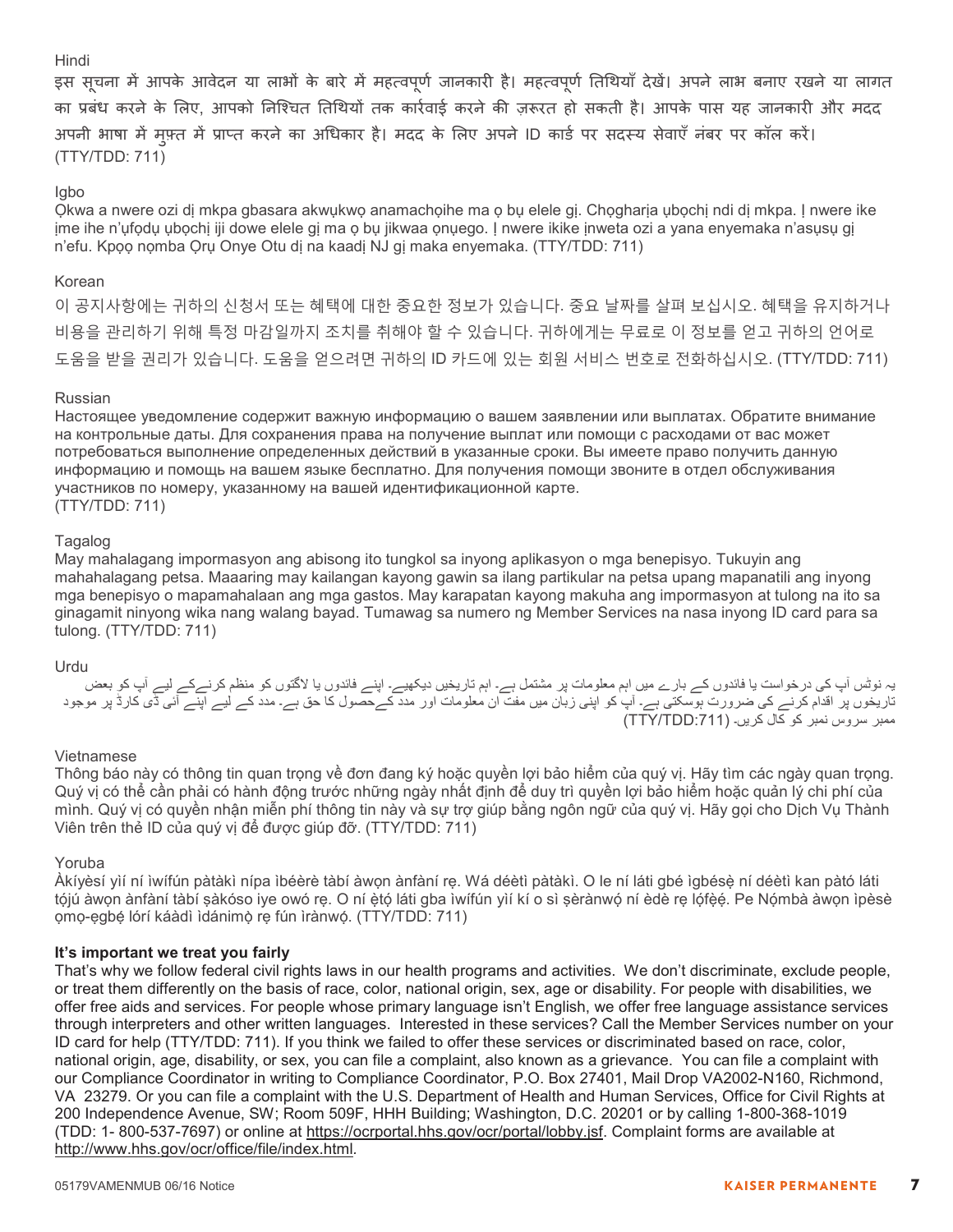Hindi

इस सूचना में आपके आवेदन या लाभों के बारे में महत्वपूर्ण जानकारी है। महत्वपूर्ण तिथियाँ देखें। अपने लाभ बनाए रखने या लागत का प्रबंध करने के लिए, आपको निश्चित तिथियों तक कार्रवाई करने की ज़रूरत हो सकती है। आपके पास यह जानकारी और मदद अपनी भाषा में मुफ़्त में प्राप्त करने का अधिकार है। मदद के लिए अपने ID कार्ड पर सदस्य सेवाएँ नंबर पर कॉल करें। (TTY/TDD: 711)

Igbo

Ọkwa a nwere ozi dị mkpa gbasara akwụkwọ anamachọihe ma ọ bụ elele gị. Chọgharịa ụbọchị ndi dị mkpa. Ị nwere ike ịme ihe n'ụfọdụ ụbọchị iji dowe elele gị ma ọ bụ jikwaa ọnụego. Ị nwere ikike ịnweta ozi a yana enyemaka n'asụsụ gị n'efu. Kpọọ nọmba Ọrụ Onye Otu dị na kaadị NJ gị maka enyemaka. (TTY/TDD: 711)

Korean

이 공지사항에는 귀하의 신청서 또는 혜택에 대한 중요한 정보가 있습니다. 중요 날짜를 살펴 보십시오. 혜택을 유지하거나 비용을 관리하기 위해 특정 마감일까지 조치를 취해야 할 수 있습니다. 귀하에게는 무료로 이 정보를 얻고 귀하의 언어로 도움을 받을 권리가 있습니다. 도움을 얻으려면 귀하의 ID 카드에 있는 회원 서비스 번호로 전화하십시오. (TTY/TDD: 711)

Russian

Настоящее уведомление содержит важную информацию о вашем заявлении или выплатах. Обратите внимание на контрольные даты. Для сохранения права на получение выплат или помощи с расходами от вас может потребоваться выполнение определенных действий в указанные сроки. Вы имеете право получить данную информацию и помощь на вашем языке бесплатно. Для получения помощи звоните в отдел обслуживания участников по номеру, указанному на вашей идентификационной карте. (TTY/TDD: 711)

Tagalog

May mahalagang impormasyon ang abisong ito tungkol sa inyong aplikasyon o mga benepisyo. Tukuyin ang mahahalagang petsa. Maaaring may kailangan kayong gawin sa ilang partikular na petsa upang mapanatili ang inyong mga benepisyo o mapamahalaan ang mga gastos. May karapatan kayong makuha ang impormasyon at tulong na ito sa ginagamit ninyong wika nang walang bayad. Tumawag sa numero ng Member Services na nasa inyong ID card para sa tulong. (TTY/TDD: 711)

Urdu

یہ نوٹس آپ کی درخواست یا فائدوں کے بارے میں اہم معلومات پر مشتمل ہے۔ اہم تاریخیں دیکھیے۔ اپنے فائدوں یا لاگتوں کو منظم کرنےکے لیے آپ کو بعض تاریخوں پر اقدام کرنے کی ضرورت ہوسکتی ہے۔ آپ کو اپنی زبان میں مفت ان معلومات اور مدد کےحصول کا حق ہے۔ مدد کے لیے اپنے آئی ڈی کارڈ پر موجود ممبر سروس نمبر کو کال کریں۔ (TTY/TDD:711)

Vietnamese

Thông báo này có thông tin quan trọng về đơn đang ký hoặc quyền lợi bảo hiểm của quý vị. Hãy tìm các ngày quan trọng. Quý vị có thể cần phải có hành động trước những ngày nhất định để duy trì quyền lợi bảo hiểm hoặc quản lý chi phí của mình. Quý vị có quyền nhận miễn phí thông tin này và sự trợ giúp bằng ngôn ngữ của quý vị. Hãy gọi cho Dịch Vụ Thành Viên trên thẻ ID của quý vị để được giúp đỡ. (TTY/TDD: 711)

Yoruba

Àkíyèsí yìí ní ìwífún pàtàkì nípa ìbéèrè tàbí àwọn ànfàní rẹ. Wá déètì pàtàkì. O le ní láti gbé ìgbésẹ̀ ní déètì kan pàtó láti tọ́jú àwọn ànfàní tàbí ṣàkóso iye owó rẹ. O ní ẹ̀tọ́ láti gba ìwífún yìí kí o sì ṣèrànwọ́ ní èdè rẹ lọ́fẹ̀ẹ́. Pe Nọ́mbà àwọn ìpèsè ọmọ-ẹgbẹ́ lórí káàdì ìdánimọ̀ rẹ fún ìrànwọ́. (TTY/TDD: 711)

**It's important we treat you fairly**

That's why we follow federal civil rights laws in our health programs and activities. We don't discriminate, exclude people, or treat them differently on the basis of race, color, national origin, sex, age or disability. For people with disabilities, we offer free aids and services. For people whose primary language isn't English, we offer free language assistance services through interpreters and other written languages. Interested in these services? Call the Member Services number on your ID card for help (TTY/TDD: 711). If you think we failed to offer these services or discriminated based on race, color, national origin, age, disability, or sex, you can file a complaint, also known as a grievance. You can file a complaint with our Compliance Coordinator in writing to Compliance Coordinator, P.O. Box 27401, Mail Drop VA2002-N160, Richmond, VA 23279. Or you can file a complaint with the U.S. Department of Health and Human Services, Office for Civil Rights at 200 Independence Avenue, SW; Room 509F, HHH Building; Washington, D.C. 20201 or by calling 1-800-368-1019 (TDD: 1- 800-537-7697) or online at https://ocrportal.hhs.gov/ocr/portal/lobby.jsf. Complaint forms are available at http://www.hhs.gov/ocr/office/file/index.html.

05179VAMENMUB 06/16 Notice KAISER PERMANENTE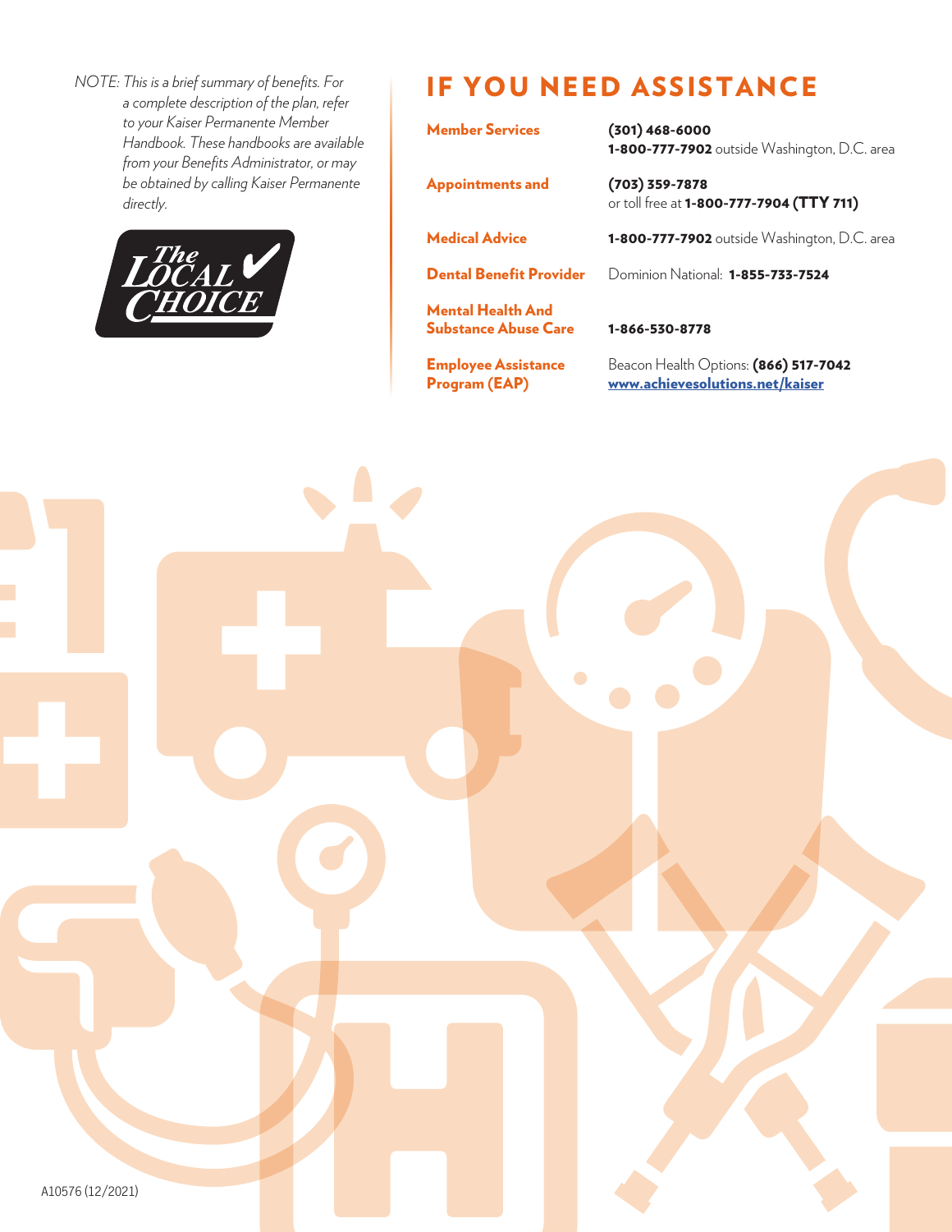*NOTE: This is a brief summary of benefits. For a complete description of the plan, refer to your Kaiser Permanente Member Handbook. These handbooks are available from your Benefits Administrator, or may be obtained by calling Kaiser Permanente directly.*

The Local Choice

# IF YOU NEED ASSISTANCE

| | |
|---|---|
| **Member Services** | **(301) 468-6000**<br>**1-800-777-7902** outside Washington, D.C. area |
| **Appointments and** | **(703) 359-7878**<br>or toll free at **1-800-777-7904 (TTY 711)** |
| **Medical Advice** | **1-800-777-7902** outside Washington, D.C. area |
| **Dental Benefit Provider** | Dominion National: **1-855-733-7524** |
| **Mental Health And Substance Abuse Care** | **1-866-530-8778** |
| **Employee Assistance Program (EAP)** | Beacon Health Options: **(866) 517-7042**<br>**www.achievesolutions.net/kaiser** |

A10576 (12/2021)